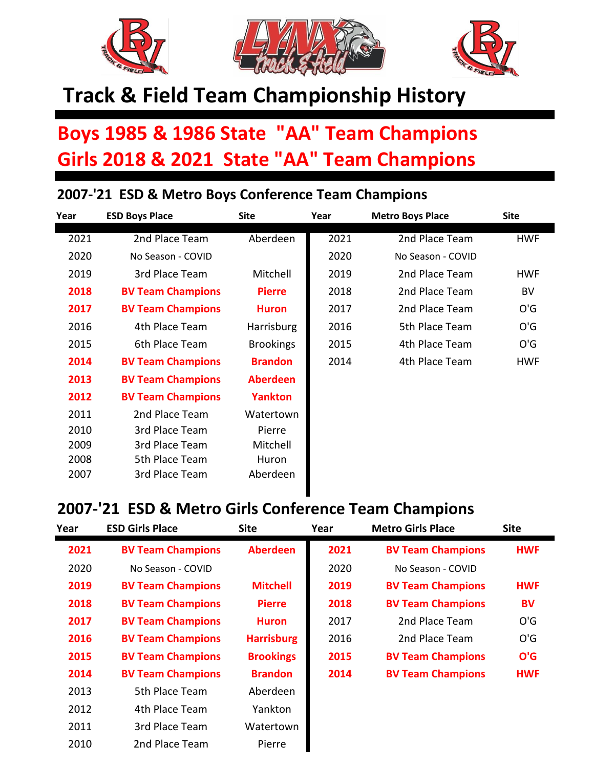# Track & Field Team Championship History

## Boys 1985 & 1986 State "AA" Team Champions
## Girls 2018 & 2021 State "AA" Team Champions

### 2007-'21 ESD & Metro Boys Conference Team Champions

| Year | ESD Boys Place | Site | Year | Metro Boys Place | Site |
|---|---|---|---|---|---|
| 2021 | 2nd Place Team | Aberdeen | 2021 | 2nd Place Team | HWF |
| 2020 | No Season - COVID | | 2020 | No Season - COVID | |
| 2019 | 3rd Place Team | Mitchell | 2019 | 2nd Place Team | HWF |
| **2018** | **BV Team Champions** | **Pierre** | 2018 | 2nd Place Team | BV |
| **2017** | **BV Team Champions** | **Huron** | 2017 | 2nd Place Team | O'G |
| 2016 | 4th Place Team | Harrisburg | 2016 | 5th Place Team | O'G |
| 2015 | 6th Place Team | Brookings | 2015 | 4th Place Team | O'G |
| **2014** | **BV Team Champions** | **Brandon** | 2014 | 4th Place Team | HWF |
| **2013** | **BV Team Champions** | **Aberdeen** | | | |
| **2012** | **BV Team Champions** | **Yankton** | | | |
| 2011 | 2nd Place Team | Watertown | | | |
| 2010 | 3rd Place Team | Pierre | | | |
| 2009 | 3rd Place Team | Mitchell | | | |
| 2008 | 5th Place Team | Huron | | | |
| 2007 | 3rd Place Team | Aberdeen | | | |

### 2007-'21 ESD & Metro Girls Conference Team Champions

| Year | ESD Girls Place | Site | Year | Metro Girls Place | Site |
|---|---|---|---|---|---|
| **2021** | **BV Team Champions** | **Aberdeen** | **2021** | **BV Team Champions** | **HWF** |
| 2020 | No Season - COVID | | 2020 | No Season - COVID | |
| **2019** | **BV Team Champions** | **Mitchell** | **2019** | **BV Team Champions** | **HWF** |
| **2018** | **BV Team Champions** | **Pierre** | **2018** | **BV Team Champions** | **BV** |
| **2017** | **BV Team Champions** | **Huron** | 2017 | 2nd Place Team | O'G |
| **2016** | **BV Team Champions** | **Harrisburg** | 2016 | 2nd Place Team | O'G |
| **2015** | **BV Team Champions** | **Brookings** | **2015** | **BV Team Champions** | **O'G** |
| **2014** | **BV Team Champions** | **Brandon** | **2014** | **BV Team Champions** | **HWF** |
| 2013 | 5th Place Team | Aberdeen | | | |
| 2012 | 4th Place Team | Yankton | | | |
| 2011 | 3rd Place Team | Watertown | | | |
| 2010 | 2nd Place Team | Pierre | | | |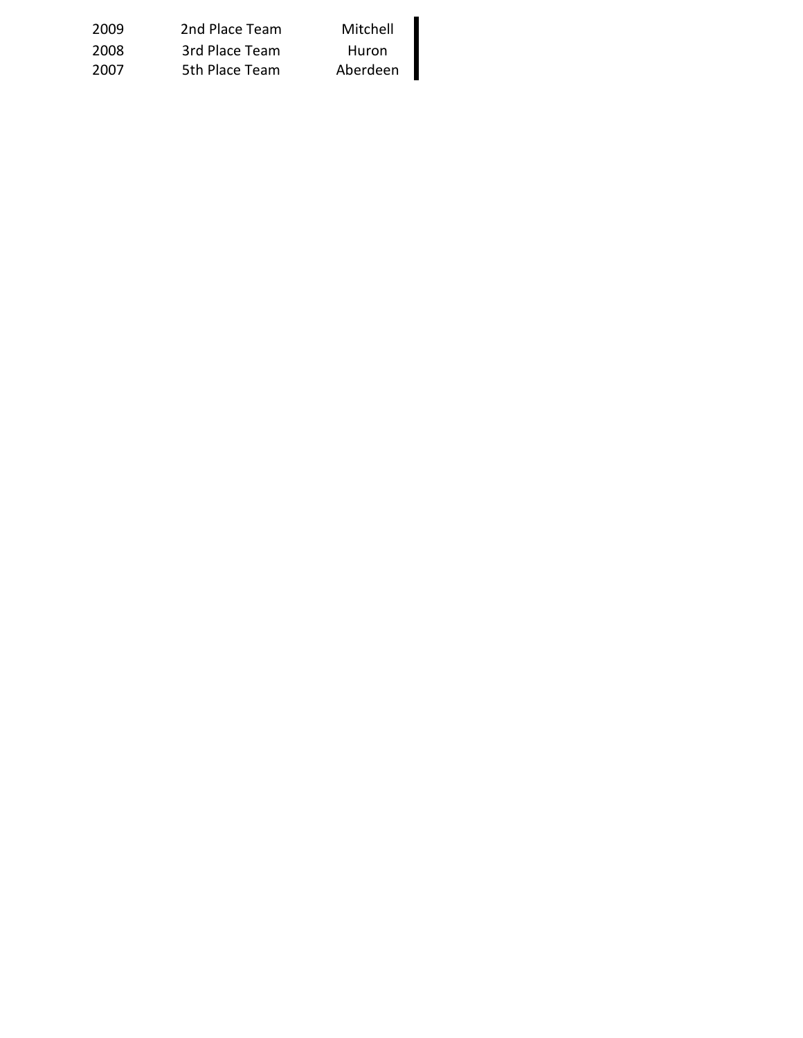| | | |
|---|---|---|
| 2009 | 2nd Place Team | Mitchell |
| 2008 | 3rd Place Team | Huron |
| 2007 | 5th Place Team | Aberdeen |